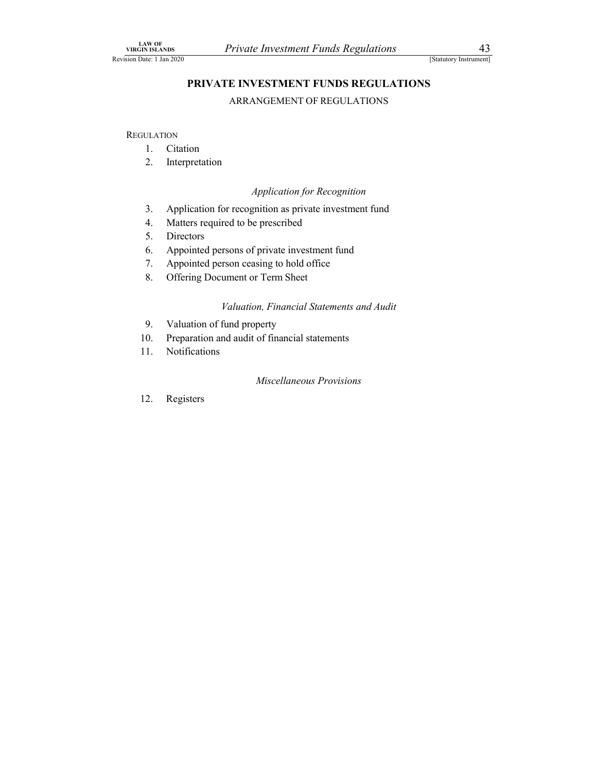# PRIVATE INVESTMENT FUNDS REGULATIONS

ARRANGEMENT OF REGULATIONS

REGULATION

1. Citation
2. Interpretation

*Application for Recognition*

3. Application for recognition as private investment fund
4. Matters required to be prescribed
5. Directors
6. Appointed persons of private investment fund
7. Appointed person ceasing to hold office
8. Offering Document or Term Sheet

*Valuation, Financial Statements and Audit*

9. Valuation of fund property
10. Preparation and audit of financial statements
11. Notifications

*Miscellaneous Provisions*

12. Registers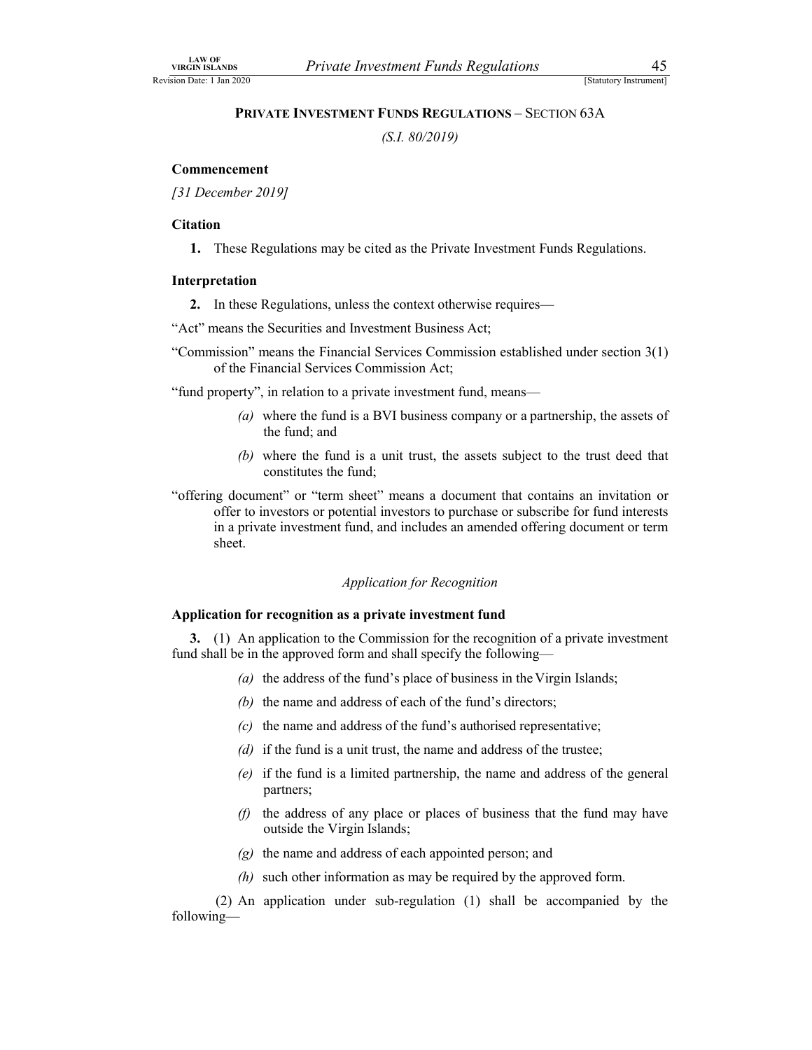## PRIVATE INVESTMENT FUNDS REGULATIONS – SECTION 63A

*(S.I. 80/2019)*

**Commencement**

*[31 December 2019]*

**Citation**

**1.** These Regulations may be cited as the Private Investment Funds Regulations.

**Interpretation**

**2.** In these Regulations, unless the context otherwise requires—

"Act" means the Securities and Investment Business Act;

"Commission" means the Financial Services Commission established under section 3(1) of the Financial Services Commission Act;

"fund property", in relation to a private investment fund, means—

*(a)* where the fund is a BVI business company or a partnership, the assets of the fund; and

*(b)* where the fund is a unit trust, the assets subject to the trust deed that constitutes the fund;

"offering document" or "term sheet" means a document that contains an invitation or offer to investors or potential investors to purchase or subscribe for fund interests in a private investment fund, and includes an amended offering document or term sheet.

*Application for Recognition*

**Application for recognition as a private investment fund**

**3.** (1) An application to the Commission for the recognition of a private investment fund shall be in the approved form and shall specify the following—

*(a)* the address of the fund's place of business in the Virgin Islands;

*(b)* the name and address of each of the fund's directors;

*(c)* the name and address of the fund's authorised representative;

*(d)* if the fund is a unit trust, the name and address of the trustee;

*(e)* if the fund is a limited partnership, the name and address of the general partners;

*(f)* the address of any place or places of business that the fund may have outside the Virgin Islands;

*(g)* the name and address of each appointed person; and

*(h)* such other information as may be required by the approved form.

(2) An application under sub-regulation (1) shall be accompanied by the following—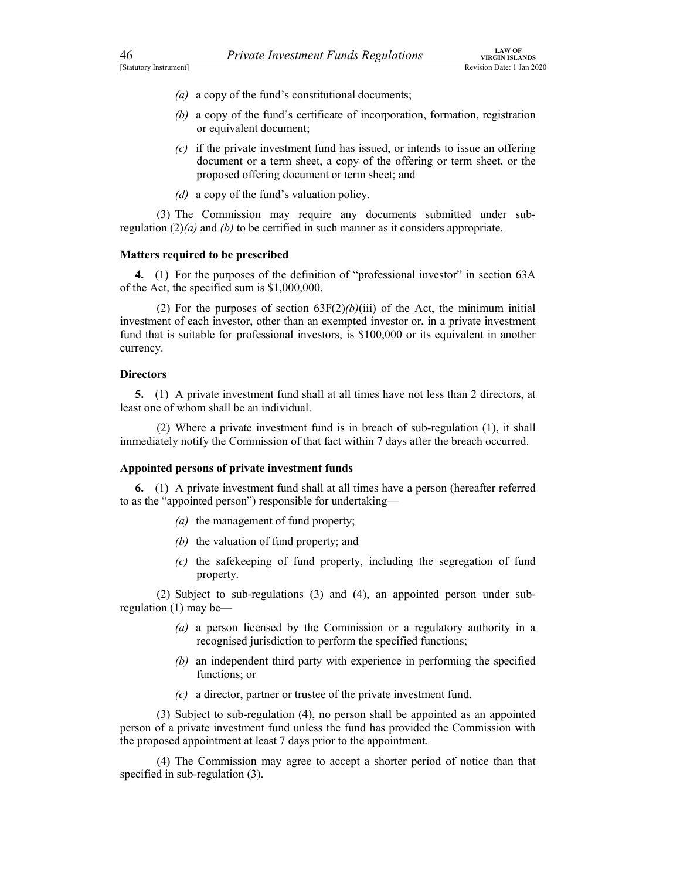*(a)* a copy of the fund's constitutional documents;

*(b)* a copy of the fund's certificate of incorporation, formation, registration or equivalent document;

*(c)* if the private investment fund has issued, or intends to issue an offering document or a term sheet, a copy of the offering or term sheet, or the proposed offering document or term sheet; and

*(d)* a copy of the fund's valuation policy.

(3) The Commission may require any documents submitted under sub-regulation (2)*(a)* and *(b)* to be certified in such manner as it considers appropriate.

**Matters required to be prescribed**

**4.** (1) For the purposes of the definition of "professional investor" in section 63A of the Act, the specified sum is $1,000,000.

(2) For the purposes of section 63F(2)*(b)*(iii) of the Act, the minimum initial investment of each investor, other than an exempted investor or, in a private investment fund that is suitable for professional investors, is $100,000 or its equivalent in another currency.

**Directors**

**5.** (1) A private investment fund shall at all times have not less than 2 directors, at least one of whom shall be an individual.

(2) Where a private investment fund is in breach of sub-regulation (1), it shall immediately notify the Commission of that fact within 7 days after the breach occurred.

**Appointed persons of private investment funds**

**6.** (1) A private investment fund shall at all times have a person (hereafter referred to as the "appointed person") responsible for undertaking—

*(a)* the management of fund property;

*(b)* the valuation of fund property; and

*(c)* the safekeeping of fund property, including the segregation of fund property.

(2) Subject to sub-regulations (3) and (4), an appointed person under sub-regulation (1) may be—

*(a)* a person licensed by the Commission or a regulatory authority in a recognised jurisdiction to perform the specified functions;

*(b)* an independent third party with experience in performing the specified functions; or

*(c)* a director, partner or trustee of the private investment fund.

(3) Subject to sub-regulation (4), no person shall be appointed as an appointed person of a private investment fund unless the fund has provided the Commission with the proposed appointment at least 7 days prior to the appointment.

(4) The Commission may agree to accept a shorter period of notice than that specified in sub-regulation (3).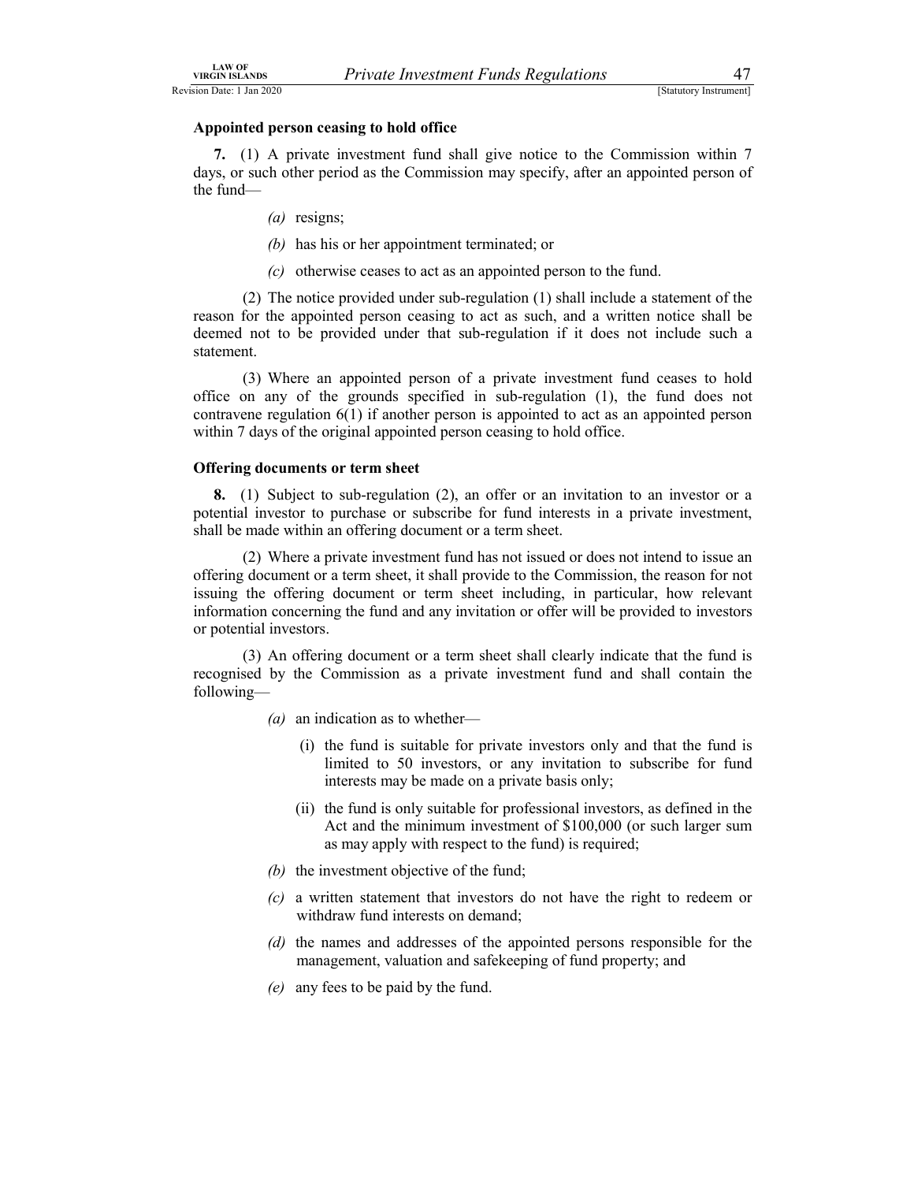**Appointed person ceasing to hold office**

**7.** (1) A private investment fund shall give notice to the Commission within 7 days, or such other period as the Commission may specify, after an appointed person of the fund—

*(a)* resigns;

*(b)* has his or her appointment terminated; or

*(c)* otherwise ceases to act as an appointed person to the fund.

(2) The notice provided under sub-regulation (1) shall include a statement of the reason for the appointed person ceasing to act as such, and a written notice shall be deemed not to be provided under that sub-regulation if it does not include such a statement.

(3) Where an appointed person of a private investment fund ceases to hold office on any of the grounds specified in sub-regulation (1), the fund does not contravene regulation 6(1) if another person is appointed to act as an appointed person within 7 days of the original appointed person ceasing to hold office.

**Offering documents or term sheet**

**8.** (1) Subject to sub-regulation (2), an offer or an invitation to an investor or a potential investor to purchase or subscribe for fund interests in a private investment, shall be made within an offering document or a term sheet.

(2) Where a private investment fund has not issued or does not intend to issue an offering document or a term sheet, it shall provide to the Commission, the reason for not issuing the offering document or term sheet including, in particular, how relevant information concerning the fund and any invitation or offer will be provided to investors or potential investors.

(3) An offering document or a term sheet shall clearly indicate that the fund is recognised by the Commission as a private investment fund and shall contain the following—

*(a)* an indication as to whether—

(i) the fund is suitable for private investors only and that the fund is limited to 50 investors, or any invitation to subscribe for fund interests may be made on a private basis only;

(ii) the fund is only suitable for professional investors, as defined in the Act and the minimum investment of $100,000 (or such larger sum as may apply with respect to the fund) is required;

*(b)* the investment objective of the fund;

*(c)* a written statement that investors do not have the right to redeem or withdraw fund interests on demand;

*(d)* the names and addresses of the appointed persons responsible for the management, valuation and safekeeping of fund property; and

*(e)* any fees to be paid by the fund.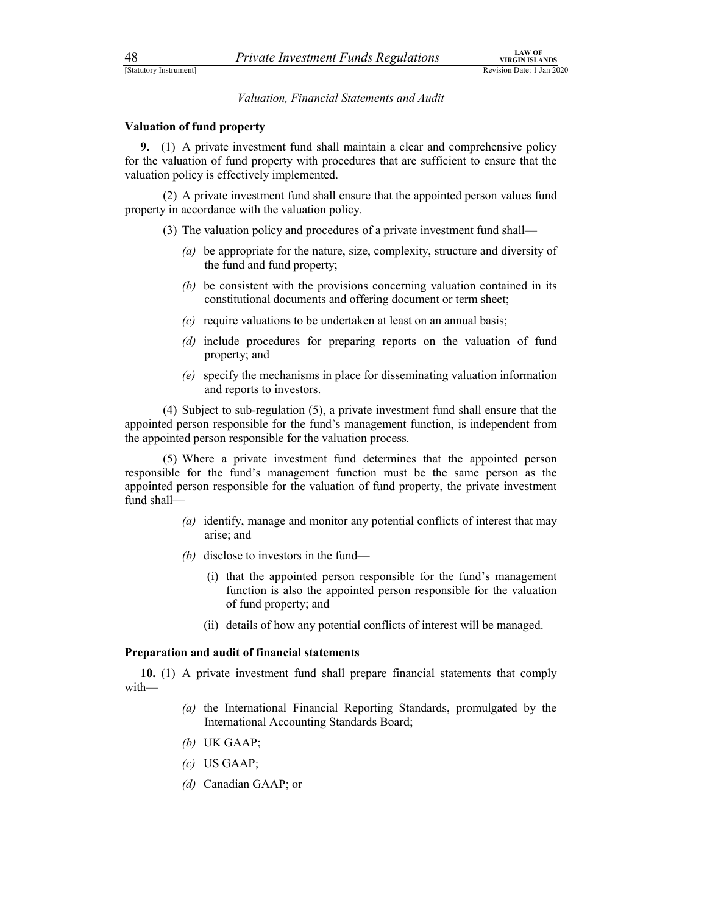*Valuation, Financial Statements and Audit*

**Valuation of fund property**

**9.** (1) A private investment fund shall maintain a clear and comprehensive policy for the valuation of fund property with procedures that are sufficient to ensure that the valuation policy is effectively implemented.

(2) A private investment fund shall ensure that the appointed person values fund property in accordance with the valuation policy.

(3) The valuation policy and procedures of a private investment fund shall—

- *(a)* be appropriate for the nature, size, complexity, structure and diversity of the fund and fund property;
- *(b)* be consistent with the provisions concerning valuation contained in its constitutional documents and offering document or term sheet;
- *(c)* require valuations to be undertaken at least on an annual basis;
- *(d)* include procedures for preparing reports on the valuation of fund property; and
- *(e)* specify the mechanisms in place for disseminating valuation information and reports to investors.

(4) Subject to sub-regulation (5), a private investment fund shall ensure that the appointed person responsible for the fund's management function, is independent from the appointed person responsible for the valuation process.

(5) Where a private investment fund determines that the appointed person responsible for the fund's management function must be the same person as the appointed person responsible for the valuation of fund property, the private investment fund shall—

- *(a)* identify, manage and monitor any potential conflicts of interest that may arise; and
- *(b)* disclose to investors in the fund—
  - (i) that the appointed person responsible for the fund's management function is also the appointed person responsible for the valuation of fund property; and
  - (ii) details of how any potential conflicts of interest will be managed.

**Preparation and audit of financial statements**

**10.** (1) A private investment fund shall prepare financial statements that comply with—

- *(a)* the International Financial Reporting Standards, promulgated by the International Accounting Standards Board;
- *(b)* UK GAAP;
- *(c)* US GAAP;
- *(d)* Canadian GAAP; or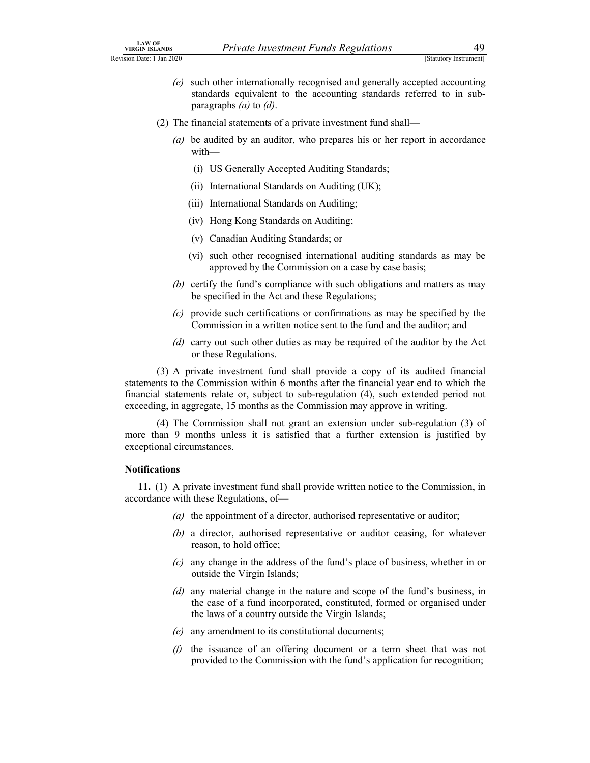*(e)* such other internationally recognised and generally accepted accounting standards equivalent to the accounting standards referred to in sub-paragraphs *(a)* to *(d)*.

(2) The financial statements of a private investment fund shall—

*(a)* be audited by an auditor, who prepares his or her report in accordance with—

(i) US Generally Accepted Auditing Standards;

(ii) International Standards on Auditing (UK);

(iii) International Standards on Auditing;

(iv) Hong Kong Standards on Auditing;

(v) Canadian Auditing Standards; or

(vi) such other recognised international auditing standards as may be approved by the Commission on a case by case basis;

*(b)* certify the fund's compliance with such obligations and matters as may be specified in the Act and these Regulations;

*(c)* provide such certifications or confirmations as may be specified by the Commission in a written notice sent to the fund and the auditor; and

*(d)* carry out such other duties as may be required of the auditor by the Act or these Regulations.

(3) A private investment fund shall provide a copy of its audited financial statements to the Commission within 6 months after the financial year end to which the financial statements relate or, subject to sub-regulation (4), such extended period not exceeding, in aggregate, 15 months as the Commission may approve in writing.

(4) The Commission shall not grant an extension under sub-regulation (3) of more than 9 months unless it is satisfied that a further extension is justified by exceptional circumstances.

**Notifications**

**11.** (1) A private investment fund shall provide written notice to the Commission, in accordance with these Regulations, of—

*(a)* the appointment of a director, authorised representative or auditor;

*(b)* a director, authorised representative or auditor ceasing, for whatever reason, to hold office;

*(c)* any change in the address of the fund's place of business, whether in or outside the Virgin Islands;

*(d)* any material change in the nature and scope of the fund's business, in the case of a fund incorporated, constituted, formed or organised under the laws of a country outside the Virgin Islands;

*(e)* any amendment to its constitutional documents;

*(f)* the issuance of an offering document or a term sheet that was not provided to the Commission with the fund's application for recognition;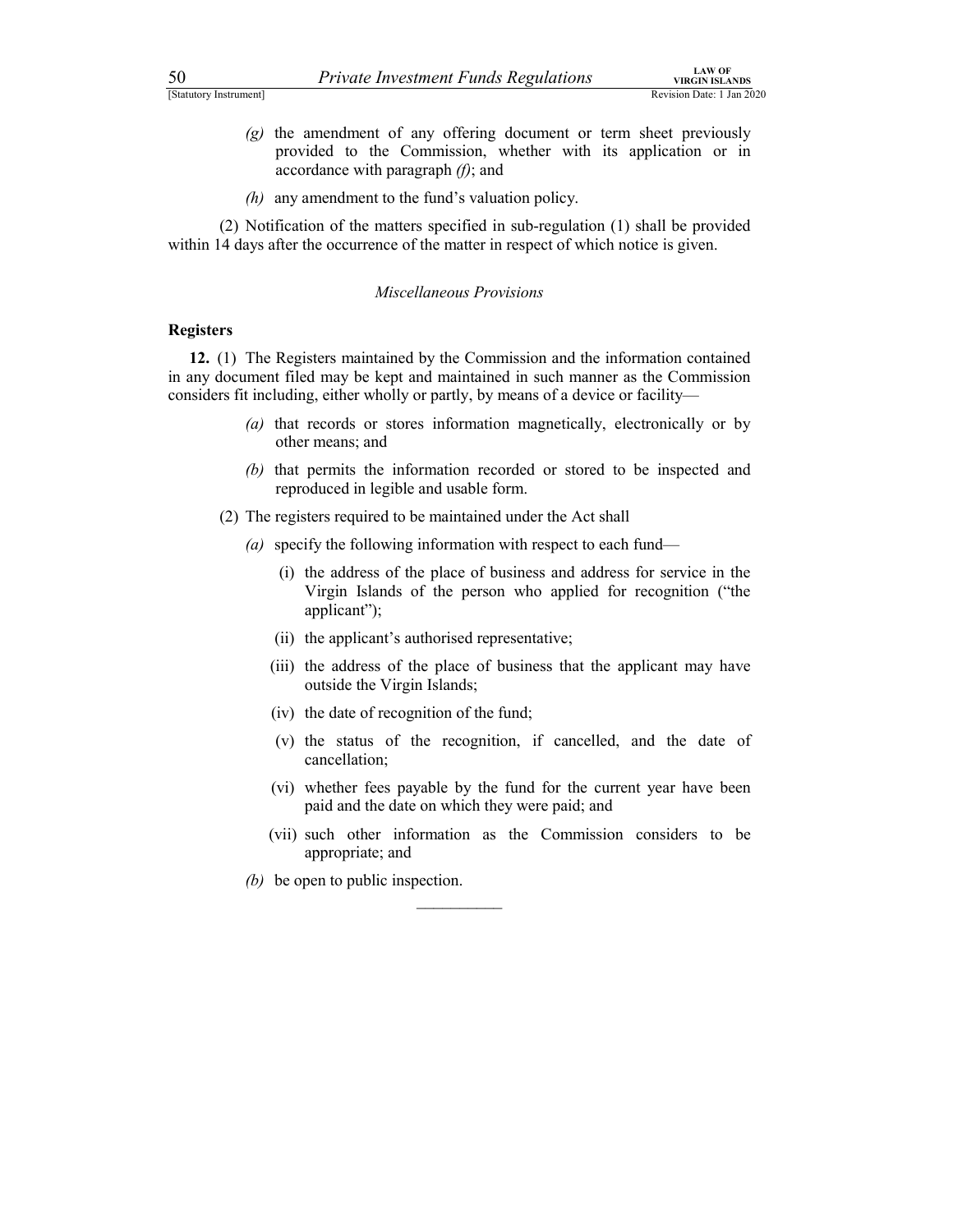*(g)* the amendment of any offering document or term sheet previously provided to the Commission, whether with its application or in accordance with paragraph *(f)*; and

*(h)* any amendment to the fund's valuation policy.

(2) Notification of the matters specified in sub-regulation (1) shall be provided within 14 days after the occurrence of the matter in respect of which notice is given.

*Miscellaneous Provisions*

**Registers**

**12.** (1) The Registers maintained by the Commission and the information contained in any document filed may be kept and maintained in such manner as the Commission considers fit including, either wholly or partly, by means of a device or facility—

*(a)* that records or stores information magnetically, electronically or by other means; and

*(b)* that permits the information recorded or stored to be inspected and reproduced in legible and usable form.

(2) The registers required to be maintained under the Act shall

*(a)* specify the following information with respect to each fund—

(i) the address of the place of business and address for service in the Virgin Islands of the person who applied for recognition ("the applicant");

(ii) the applicant's authorised representative;

(iii) the address of the place of business that the applicant may have outside the Virgin Islands;

(iv) the date of recognition of the fund;

(v) the status of the recognition, if cancelled, and the date of cancellation;

(vi) whether fees payable by the fund for the current year have been paid and the date on which they were paid; and

(vii) such other information as the Commission considers to be appropriate; and

*(b)* be open to public inspection.

___________